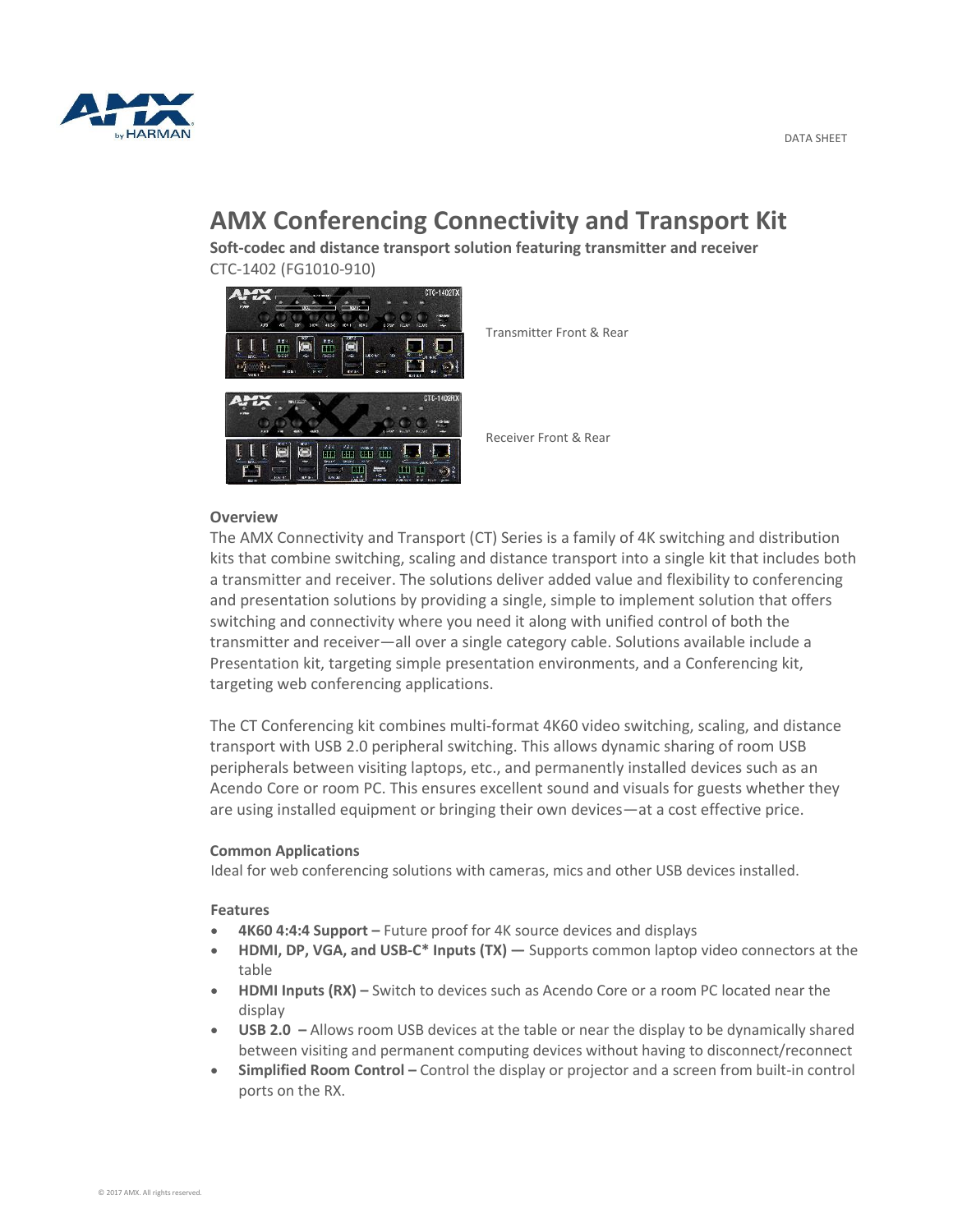DATA SHEET

# AMX Conferencing Connectivity and Transport Kit

**Soft-codec and distance transport solution featuring transmitter and receiver**

CTC-1402 (FG1010-910)

Transmitter Front & Rear

Receiver Front & Rear

### Overview

The AMX Connectivity and Transport (CT) Series is a family of 4K switching and distribution kits that combine switching, scaling and distance transport into a single kit that includes both a transmitter and receiver. The solutions deliver added value and flexibility to conferencing and presentation solutions by providing a single, simple to implement solution that offers switching and connectivity where you need it along with unified control of both the transmitter and receiver—all over a single category cable. Solutions available include a Presentation kit, targeting simple presentation environments, and a Conferencing kit, targeting web conferencing applications.

The CT Conferencing kit combines multi-format 4K60 video switching, scaling, and distance transport with USB 2.0 peripheral switching. This allows dynamic sharing of room USB peripherals between visiting laptops, etc., and permanently installed devices such as an Acendo Core or room PC. This ensures excellent sound and visuals for guests whether they are using installed equipment or bringing their own devices—at a cost effective price.

#### Common Applications

Ideal for web conferencing solutions with cameras, mics and other USB devices installed.

#### Features

- **4K60 4:4:4 Support –** Future proof for 4K source devices and displays
- **HDMI, DP, VGA, and USB-C* Inputs (TX) —** Supports common laptop video connectors at the table
- **HDMI Inputs (RX) –** Switch to devices such as Acendo Core or a room PC located near the display
- **USB 2.0 –** Allows room USB devices at the table or near the display to be dynamically shared between visiting and permanent computing devices without having to disconnect/reconnect
- **Simplified Room Control –** Control the display or projector and a screen from built-in control ports on the RX.

© 2017 AMX. All rights reserved.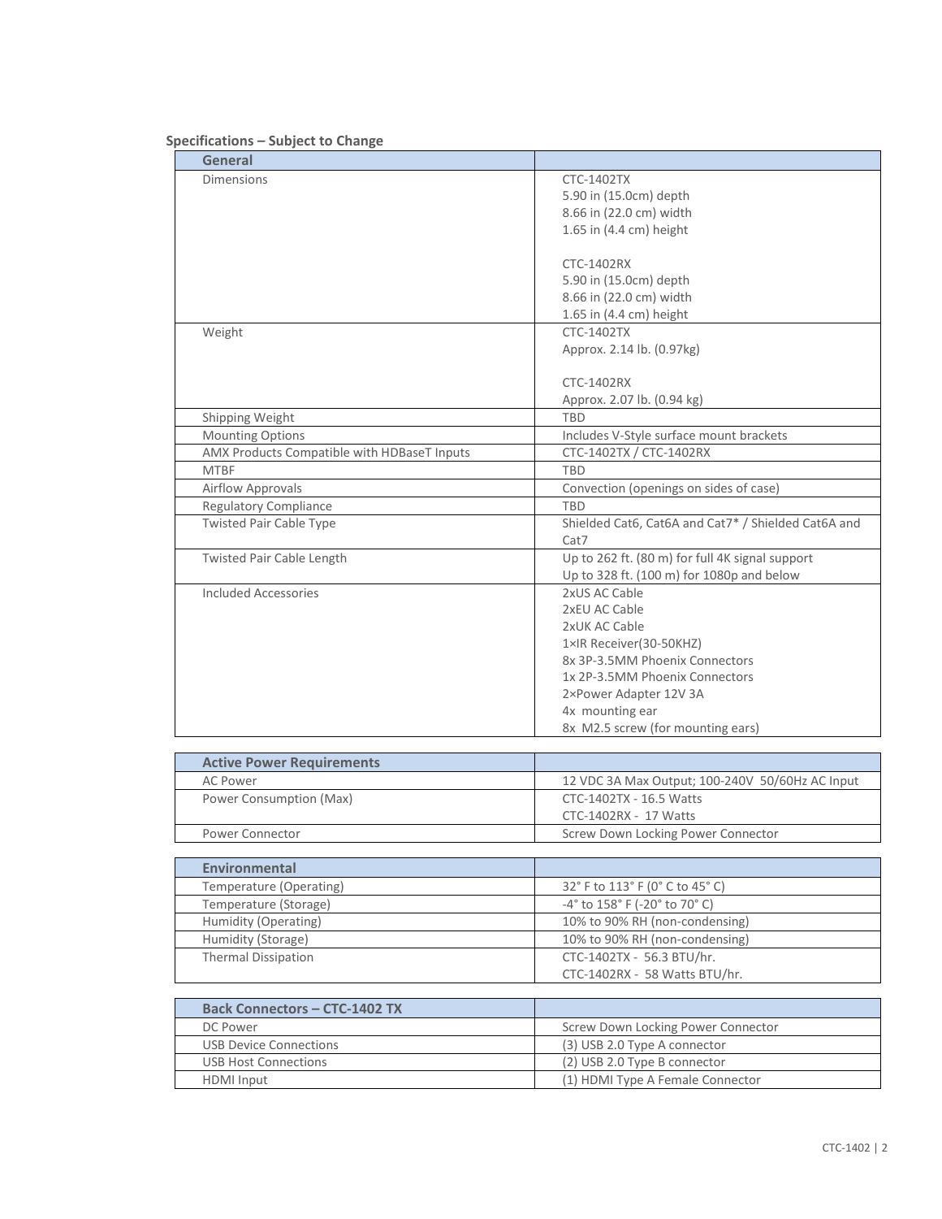**Specifications – Subject to Change**

| General | |
|---|---|
| Dimensions | CTC-1402TX<br>5.90 in (15.0cm) depth<br>8.66 in (22.0 cm) width<br>1.65 in (4.4 cm) height<br><br>CTC-1402RX<br>5.90 in (15.0cm) depth<br>8.66 in (22.0 cm) width<br>1.65 in (4.4 cm) height |
| Weight | CTC-1402TX<br>Approx. 2.14 lb. (0.97kg)<br><br>CTC-1402RX<br>Approx. 2.07 lb. (0.94 kg) |
| Shipping Weight | TBD |
| Mounting Options | Includes V-Style surface mount brackets |
| AMX Products Compatible with HDBaseT Inputs | CTC-1402TX / CTC-1402RX |
| MTBF | TBD |
| Airflow Approvals | Convection (openings on sides of case) |
| Regulatory Compliance | TBD |
| Twisted Pair Cable Type | Shielded Cat6, Cat6A and Cat7* / Shielded Cat6A and Cat7 |
| Twisted Pair Cable Length | Up to 262 ft. (80 m) for full 4K signal support<br>Up to 328 ft. (100 m) for 1080p and below |
| Included Accessories | 2xUS AC Cable<br>2xEU AC Cable<br>2xUK AC Cable<br>1×IR Receiver(30-50KHZ)<br>8x 3P-3.5MM Phoenix Connectors<br>1x 2P-3.5MM Phoenix Connectors<br>2×Power Adapter 12V 3A<br>4x mounting ear<br>8x M2.5 screw (for mounting ears) |

| Active Power Requirements | |
|---|---|
| AC Power | 12 VDC 3A Max Output; 100-240V 50/60Hz AC Input |
| Power Consumption (Max) | CTC-1402TX - 16.5 Watts<br>CTC-1402RX - 17 Watts |
| Power Connector | Screw Down Locking Power Connector |

| Environmental | |
|---|---|
| Temperature (Operating) | 32° F to 113° F (0° C to 45° C) |
| Temperature (Storage) | -4° to 158° F (-20° to 70° C) |
| Humidity (Operating) | 10% to 90% RH (non-condensing) |
| Humidity (Storage) | 10% to 90% RH (non-condensing) |
| Thermal Dissipation | CTC-1402TX - 56.3 BTU/hr.<br>CTC-1402RX - 58 Watts BTU/hr. |

| Back Connectors – CTC-1402 TX | |
|---|---|
| DC Power | Screw Down Locking Power Connector |
| USB Device Connections | (3) USB 2.0 Type A connector |
| USB Host Connections | (2) USB 2.0 Type B connector |
| HDMI Input | (1) HDMI Type A Female Connector |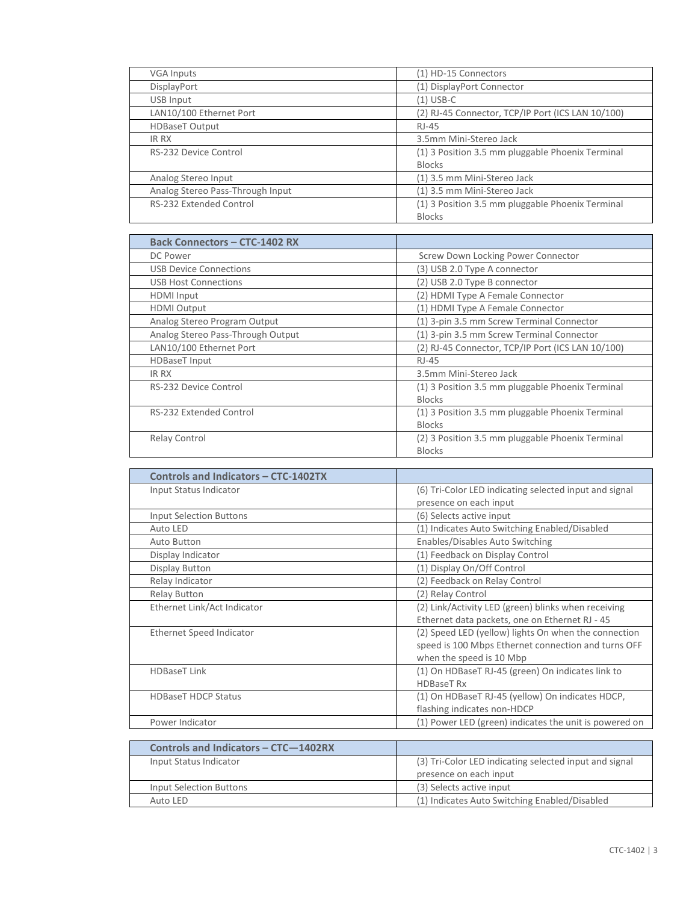| | |
|---|---|
| VGA Inputs | (1) HD-15 Connectors |
| DisplayPort | (1) DisplayPort Connector |
| USB Input | (1) USB-C |
| LAN10/100 Ethernet Port | (2) RJ-45 Connector, TCP/IP Port (ICS LAN 10/100) |
| HDBaseT Output | RJ-45 |
| IR RX | 3.5mm Mini-Stereo Jack |
| RS-232 Device Control | (1) 3 Position 3.5 mm pluggable Phoenix Terminal Blocks |
| Analog Stereo Input | (1) 3.5 mm Mini-Stereo Jack |
| Analog Stereo Pass-Through Input | (1) 3.5 mm Mini-Stereo Jack |
| RS-232 Extended Control | (1) 3 Position 3.5 mm pluggable Phoenix Terminal Blocks |

| **Back Connectors – CTC-1402 RX** | |
|---|---|
| DC Power | Screw Down Locking Power Connector |
| USB Device Connections | (3) USB 2.0 Type A connector |
| USB Host Connections | (2) USB 2.0 Type B connector |
| HDMI Input | (2) HDMI Type A Female Connector |
| HDMI Output | (1) HDMI Type A Female Connector |
| Analog Stereo Program Output | (1) 3-pin 3.5 mm Screw Terminal Connector |
| Analog Stereo Pass-Through Output | (1) 3-pin 3.5 mm Screw Terminal Connector |
| LAN10/100 Ethernet Port | (2) RJ-45 Connector, TCP/IP Port (ICS LAN 10/100) |
| HDBaseT Input | RJ-45 |
| IR RX | 3.5mm Mini-Stereo Jack |
| RS-232 Device Control | (1) 3 Position 3.5 mm pluggable Phoenix Terminal Blocks |
| RS-232 Extended Control | (1) 3 Position 3.5 mm pluggable Phoenix Terminal Blocks |
| Relay Control | (2) 3 Position 3.5 mm pluggable Phoenix Terminal Blocks |

| **Controls and Indicators – CTC-1402TX** | |
|---|---|
| Input Status Indicator | (6) Tri-Color LED indicating selected input and signal presence on each input |
| Input Selection Buttons | (6) Selects active input |
| Auto LED | (1) Indicates Auto Switching Enabled/Disabled |
| Auto Button | Enables/Disables Auto Switching |
| Display Indicator | (1) Feedback on Display Control |
| Display Button | (1) Display On/Off Control |
| Relay Indicator | (2) Feedback on Relay Control |
| Relay Button | (2) Relay Control |
| Ethernet Link/Act Indicator | (2) Link/Activity LED (green) blinks when receiving Ethernet data packets, one on Ethernet RJ - 45 |
| Ethernet Speed Indicator | (2) Speed LED (yellow) lights On when the connection speed is 100 Mbps Ethernet connection and turns OFF when the speed is 10 Mbp |
| HDBaseT Link | (1) On HDBaseT RJ-45 (green) On indicates link to HDBaseT Rx |
| HDBaseT HDCP Status | (1) On HDBaseT RJ-45 (yellow) On indicates HDCP, flashing indicates non-HDCP |
| Power Indicator | (1) Power LED (green) indicates the unit is powered on |

| **Controls and Indicators – CTC—1402RX** | |
|---|---|
| Input Status Indicator | (3) Tri-Color LED indicating selected input and signal presence on each input |
| Input Selection Buttons | (3) Selects active input |
| Auto LED | (1) Indicates Auto Switching Enabled/Disabled |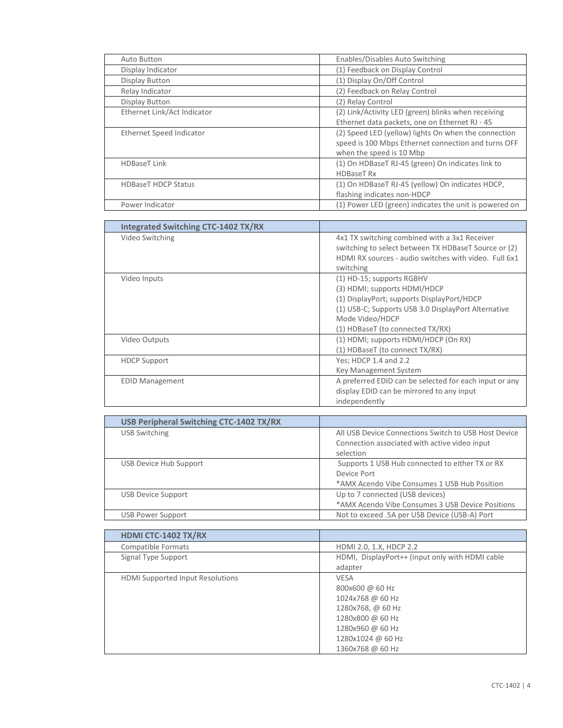| | |
|---|---|
| Auto Button | Enables/Disables Auto Switching |
| Display Indicator | (1) Feedback on Display Control |
| Display Button | (1) Display On/Off Control |
| Relay Indicator | (2) Feedback on Relay Control |
| Display Button | (2) Relay Control |
| Ethernet Link/Act Indicator | (2) Link/Activity LED (green) blinks when receiving Ethernet data packets, one on Ethernet RJ - 45 |
| Ethernet Speed Indicator | (2) Speed LED (yellow) lights On when the connection speed is 100 Mbps Ethernet connection and turns OFF when the speed is 10 Mbp |
| HDBaseT Link | (1) On HDBaseT RJ-45 (green) On indicates link to HDBaseT Rx |
| HDBaseT HDCP Status | (1) On HDBaseT RJ-45 (yellow) On indicates HDCP, flashing indicates non-HDCP |
| Power Indicator | (1) Power LED (green) indicates the unit is powered on |

| **Integrated Switching CTC-1402 TX/RX** | |
|---|---|
| Video Switching | 4x1 TX switching combined with a 3x1 Receiver switching to select between TX HDBaseT Source or (2) HDMI RX sources - audio switches with video. Full 6x1 switching |
| Video Inputs | (1) HD-15; supports RGBHV<br>(3) HDMI; supports HDMI/HDCP<br>(1) DisplayPort; supports DisplayPort/HDCP<br>(1) USB-C; Supports USB 3.0 DisplayPort Alternative Mode Video/HDCP<br>(1) HDBaseT (to connected TX/RX) |
| Video Outputs | (1) HDMI; supports HDMI/HDCP (On RX)<br>(1) HDBaseT (to connect TX/RX) |
| HDCP Support | Yes; HDCP 1.4 and 2.2<br>Key Management System |
| EDID Management | A preferred EDID can be selected for each input or any display EDID can be mirrored to any input independently |

| **USB Peripheral Switching CTC-1402 TX/RX** | |
|---|---|
| USB Switching | All USB Device Connections Switch to USB Host Device Connection associated with active video input selection |
| USB Device Hub Support | Supports 1 USB Hub connected to either TX or RX Device Port<br>*AMX Acendo Vibe Consumes 1 USB Hub Position |
| USB Device Support | Up to 7 connected (USB devices)<br>*AMX Acendo Vibe Consumes 3 USB Device Positions |
| USB Power Support | Not to exceed .5A per USB Device (USB-A) Port |

| **HDMI CTC-1402 TX/RX** | |
|---|---|
| Compatible Formats | HDMI 2.0, 1.X, HDCP 2.2 |
| Signal Type Support | HDMI, DisplayPort++ (input only with HDMI cable adapter |
| HDMI Supported Input Resolutions | VESA<br>800x600 @ 60 Hz<br>1024x768 @ 60 Hz<br>1280x768, @ 60 Hz<br>1280x800 @ 60 Hz<br>1280x960 @ 60 Hz<br>1280x1024 @ 60 Hz<br>1360x768 @ 60 Hz |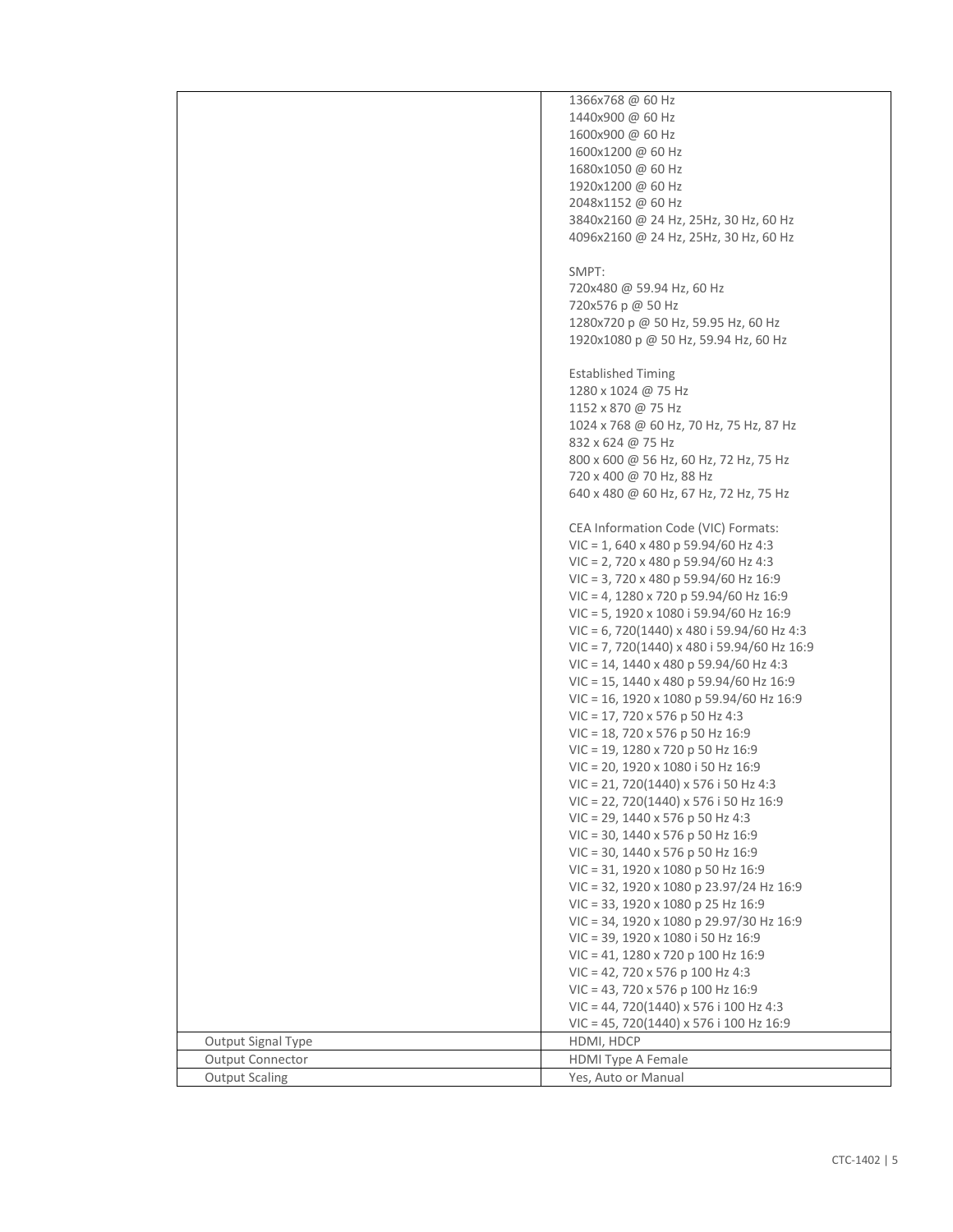| | |
|---|---|
| | 1366x768 @ 60 Hz<br>1440x900 @ 60 Hz<br>1600x900 @ 60 Hz<br>1600x1200 @ 60 Hz<br>1680x1050 @ 60 Hz<br>1920x1200 @ 60 Hz<br>2048x1152 @ 60 Hz<br>3840x2160 @ 24 Hz, 25Hz, 30 Hz, 60 Hz<br>4096x2160 @ 24 Hz, 25Hz, 30 Hz, 60 Hz<br><br>SMPT:<br>720x480 @ 59.94 Hz, 60 Hz<br>720x576 p @ 50 Hz<br>1280x720 p @ 50 Hz, 59.95 Hz, 60 Hz<br>1920x1080 p @ 50 Hz, 59.94 Hz, 60 Hz<br><br>Established Timing<br>1280 x 1024 @ 75 Hz<br>1152 x 870 @ 75 Hz<br>1024 x 768 @ 60 Hz, 70 Hz, 75 Hz, 87 Hz<br>832 x 624 @ 75 Hz<br>800 x 600 @ 56 Hz, 60 Hz, 72 Hz, 75 Hz<br>720 x 400 @ 70 Hz, 88 Hz<br>640 x 480 @ 60 Hz, 67 Hz, 72 Hz, 75 Hz<br><br>CEA Information Code (VIC) Formats:<br>VIC = 1, 640 x 480 p 59.94/60 Hz 4:3<br>VIC = 2, 720 x 480 p 59.94/60 Hz 4:3<br>VIC = 3, 720 x 480 p 59.94/60 Hz 16:9<br>VIC = 4, 1280 x 720 p 59.94/60 Hz 16:9<br>VIC = 5, 1920 x 1080 i 59.94/60 Hz 16:9<br>VIC = 6, 720(1440) x 480 i 59.94/60 Hz 4:3<br>VIC = 7, 720(1440) x 480 i 59.94/60 Hz 16:9<br>VIC = 14, 1440 x 480 p 59.94/60 Hz 4:3<br>VIC = 15, 1440 x 480 p 59.94/60 Hz 16:9<br>VIC = 16, 1920 x 1080 p 59.94/60 Hz 16:9<br>VIC = 17, 720 x 576 p 50 Hz 4:3<br>VIC = 18, 720 x 576 p 50 Hz 16:9<br>VIC = 19, 1280 x 720 p 50 Hz 16:9<br>VIC = 20, 1920 x 1080 i 50 Hz 16:9<br>VIC = 21, 720(1440) x 576 i 50 Hz 4:3<br>VIC = 22, 720(1440) x 576 i 50 Hz 16:9<br>VIC = 29, 1440 x 576 p 50 Hz 4:3<br>VIC = 30, 1440 x 576 p 50 Hz 16:9<br>VIC = 30, 1440 x 576 p 50 Hz 16:9<br>VIC = 31, 1920 x 1080 p 50 Hz 16:9<br>VIC = 32, 1920 x 1080 p 23.97/24 Hz 16:9<br>VIC = 33, 1920 x 1080 p 25 Hz 16:9<br>VIC = 34, 1920 x 1080 p 29.97/30 Hz 16:9<br>VIC = 39, 1920 x 1080 i 50 Hz 16:9<br>VIC = 41, 1280 x 720 p 100 Hz 16:9<br>VIC = 42, 720 x 576 p 100 Hz 4:3<br>VIC = 43, 720 x 576 p 100 Hz 16:9<br>VIC = 44, 720(1440) x 576 i 100 Hz 4:3<br>VIC = 45, 720(1440) x 576 i 100 Hz 16:9 |
| Output Signal Type | HDMI, HDCP |
| Output Connector | HDMI Type A Female |
| Output Scaling | Yes, Auto or Manual |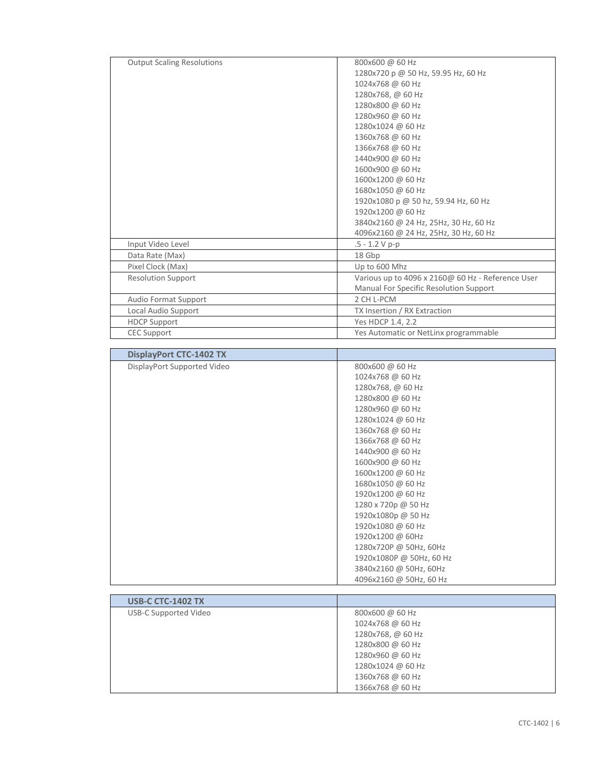| | |
|---|---|
| Output Scaling Resolutions | 800x600 @ 60 Hz<br>1280x720 p @ 50 Hz, 59.95 Hz, 60 Hz<br>1024x768 @ 60 Hz<br>1280x768, @ 60 Hz<br>1280x800 @ 60 Hz<br>1280x960 @ 60 Hz<br>1280x1024 @ 60 Hz<br>1360x768 @ 60 Hz<br>1366x768 @ 60 Hz<br>1440x900 @ 60 Hz<br>1600x900 @ 60 Hz<br>1600x1200 @ 60 Hz<br>1680x1050 @ 60 Hz<br>1920x1080 p @ 50 hz, 59.94 Hz, 60 Hz<br>1920x1200 @ 60 Hz<br>3840x2160 @ 24 Hz, 25Hz, 30 Hz, 60 Hz<br>4096x2160 @ 24 Hz, 25Hz, 30 Hz, 60 Hz |
| Input Video Level | .5 - 1.2 V p-p |
| Data Rate (Max) | 18 Gbp |
| Pixel Clock (Max) | Up to 600 Mhz |
| Resolution Support | Various up to 4096 x 2160@ 60 Hz - Reference User Manual For Specific Resolution Support |
| Audio Format Support | 2 CH L-PCM |
| Local Audio Support | TX Insertion / RX Extraction |
| HDCP Support | Yes HDCP 1.4, 2.2 |
| CEC Support | Yes Automatic or NetLinx programmable |

| DisplayPort CTC-1402 TX | |
|---|---|
| DisplayPort Supported Video | 800x600 @ 60 Hz<br>1024x768 @ 60 Hz<br>1280x768, @ 60 Hz<br>1280x800 @ 60 Hz<br>1280x960 @ 60 Hz<br>1280x1024 @ 60 Hz<br>1360x768 @ 60 Hz<br>1366x768 @ 60 Hz<br>1440x900 @ 60 Hz<br>1600x900 @ 60 Hz<br>1600x1200 @ 60 Hz<br>1680x1050 @ 60 Hz<br>1920x1200 @ 60 Hz<br>1280 x 720p @ 50 Hz<br>1920x1080p @ 50 Hz<br>1920x1080 @ 60 Hz<br>1920x1200 @ 60Hz<br>1280x720P @ 50Hz, 60Hz<br>1920x1080P @ 50Hz, 60 Hz<br>3840x2160 @ 50Hz, 60Hz<br>4096x2160 @ 50Hz, 60 Hz |

| USB-C CTC-1402 TX | |
|---|---|
| USB-C Supported Video | 800x600 @ 60 Hz<br>1024x768 @ 60 Hz<br>1280x768, @ 60 Hz<br>1280x800 @ 60 Hz<br>1280x960 @ 60 Hz<br>1280x1024 @ 60 Hz<br>1360x768 @ 60 Hz<br>1366x768 @ 60 Hz |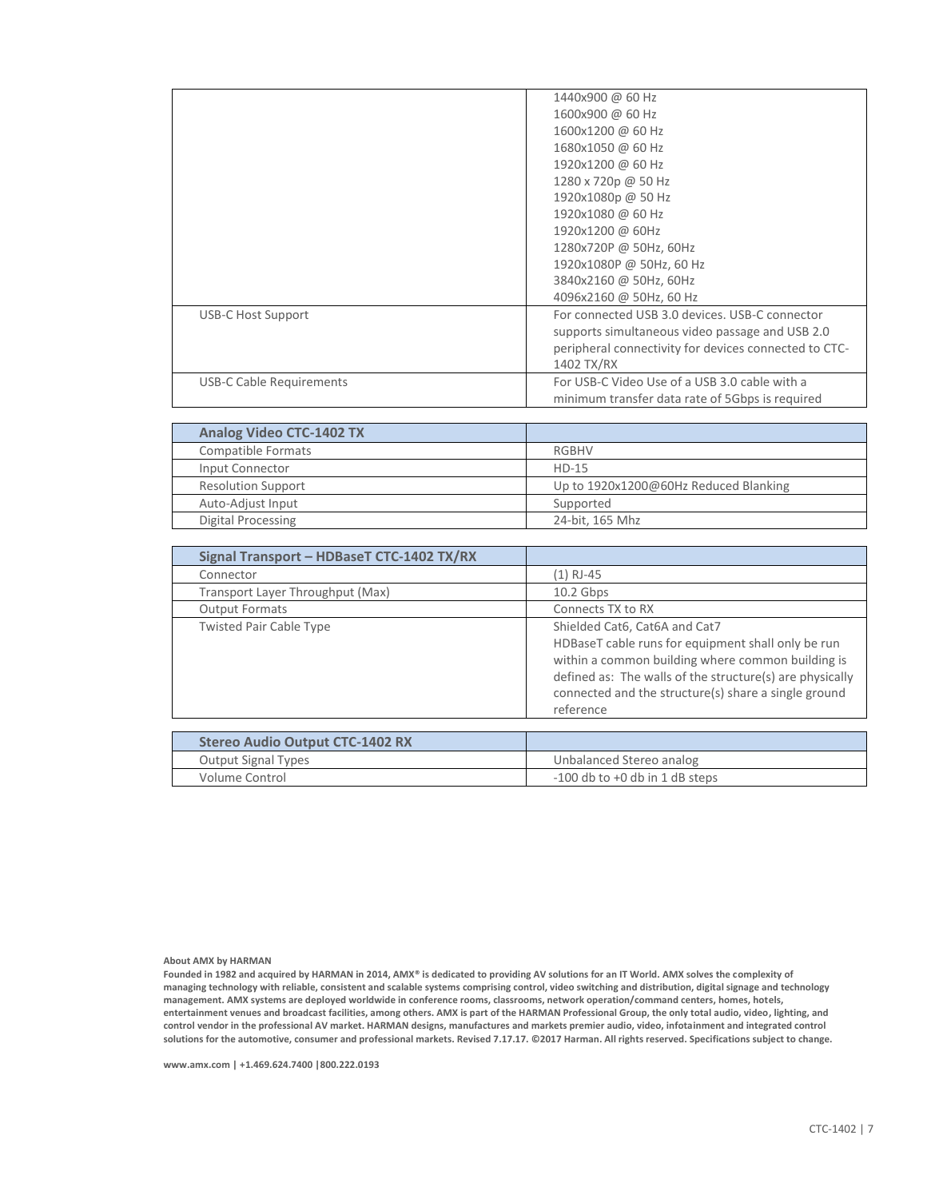| | |
|---|---|
| | 1440x900 @ 60 Hz<br>1600x900 @ 60 Hz<br>1600x1200 @ 60 Hz<br>1680x1050 @ 60 Hz<br>1920x1200 @ 60 Hz<br>1280 x 720p @ 50 Hz<br>1920x1080p @ 50 Hz<br>1920x1080 @ 60 Hz<br>1920x1200 @ 60Hz<br>1280x720P @ 50Hz, 60Hz<br>1920x1080P @ 50Hz, 60 Hz<br>3840x2160 @ 50Hz, 60Hz<br>4096x2160 @ 50Hz, 60 Hz |
| USB-C Host Support | For connected USB 3.0 devices. USB-C connector supports simultaneous video passage and USB 2.0 peripheral connectivity for devices connected to CTC-1402 TX/RX |
| USB-C Cable Requirements | For USB-C Video Use of a USB 3.0 cable with a minimum transfer data rate of 5Gbps is required |

| Analog Video CTC-1402 TX | |
|---|---|
| Compatible Formats | RGBHV |
| Input Connector | HD-15 |
| Resolution Support | Up to 1920x1200@60Hz Reduced Blanking |
| Auto-Adjust Input | Supported |
| Digital Processing | 24-bit, 165 Mhz |

| Signal Transport – HDBaseT CTC-1402 TX/RX | |
|---|---|
| Connector | (1) RJ-45 |
| Transport Layer Throughput (Max) | 10.2 Gbps |
| Output Formats | Connects TX to RX |
| Twisted Pair Cable Type | Shielded Cat6, Cat6A and Cat7<br>HDBaseT cable runs for equipment shall only be run within a common building where common building is defined as: The walls of the structure(s) are physically connected and the structure(s) share a single ground reference |

| Stereo Audio Output CTC-1402 RX | |
|---|---|
| Output Signal Types | Unbalanced Stereo analog |
| Volume Control | -100 db to +0 db in 1 dB steps |

**About AMX by HARMAN**

**Founded in 1982 and acquired by HARMAN in 2014, AMX® is dedicated to providing AV solutions for an IT World. AMX solves the complexity of managing technology with reliable, consistent and scalable systems comprising control, video switching and distribution, digital signage and technology management. AMX systems are deployed worldwide in conference rooms, classrooms, network operation/command centers, homes, hotels, entertainment venues and broadcast facilities, among others. AMX is part of the HARMAN Professional Group, the only total audio, video, lighting, and control vendor in the professional AV market. HARMAN designs, manufactures and markets premier audio, video, infotainment and integrated control solutions for the automotive, consumer and professional markets. Revised 7.17.17. ©2017 Harman. All rights reserved. Specifications subject to change.**

**www.amx.com | +1.469.624.7400 |800.222.0193**